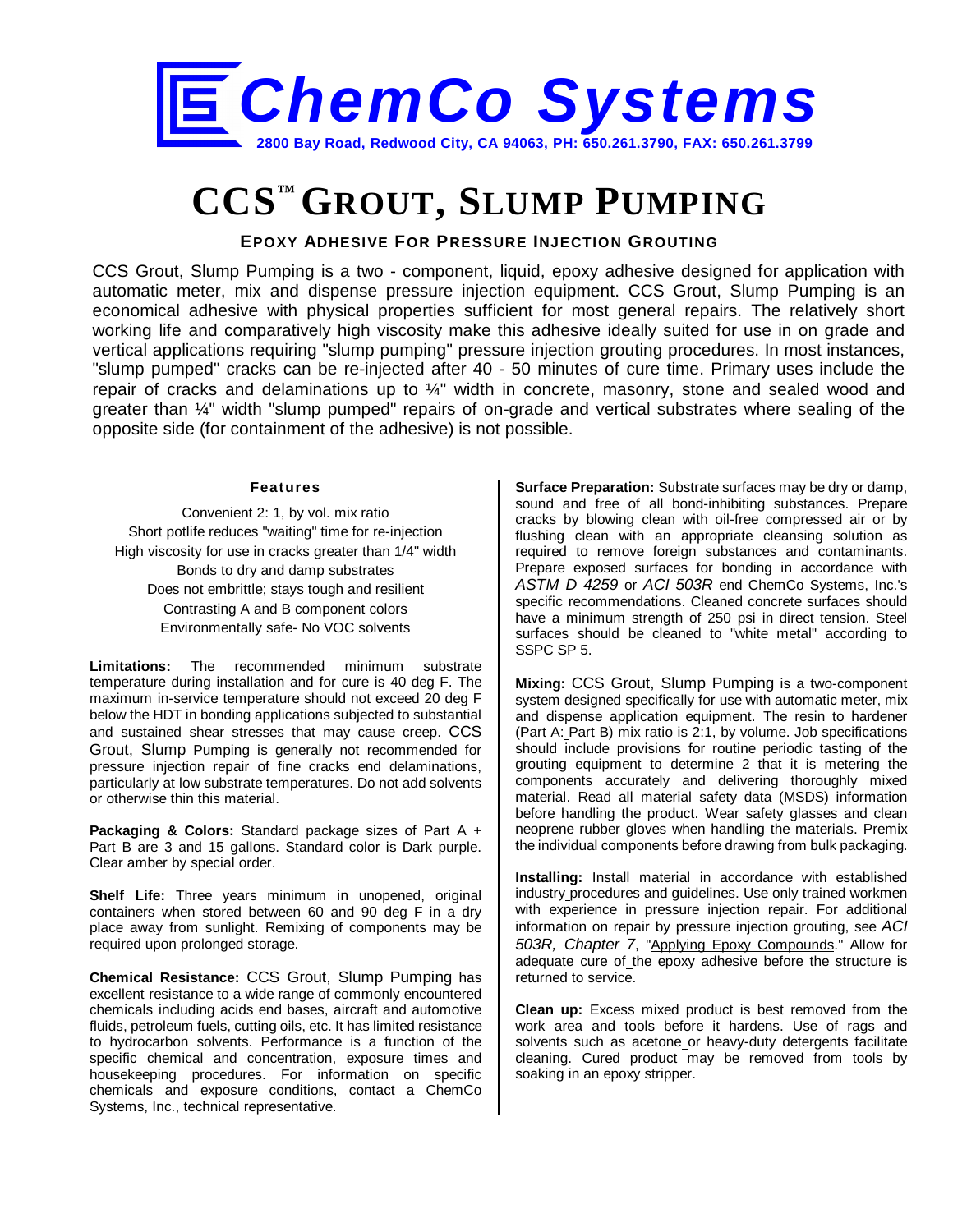# ChemCo Systems

2800 Bay Road, Redwood City, CA 94063, PH: 650.261.3790, FAX: 650.261.3799

# CCS™ GROUT, SLUMP PUMPING

## EPOXY ADHESIVE FOR PRESSURE INJECTION GROUTING

CCS Grout, Slump Pumping is a two - component, liquid, epoxy adhesive designed for application with automatic meter, mix and dispense pressure injection equipment. CCS Grout, Slump Pumping is an economical adhesive with physical properties sufficient for most general repairs. The relatively short working life and comparatively high viscosity make this adhesive ideally suited for use in on grade and vertical applications requiring "slump pumping" pressure injection grouting procedures. In most instances, "slump pumped" cracks can be re-injected after 40 - 50 minutes of cure time. Primary uses include the repair of cracks and delaminations up to ¼" width in concrete, masonry, stone and sealed wood and greater than ¼" width "slump pumped" repairs of on-grade and vertical substrates where sealing of the opposite side (for containment of the adhesive) is not possible.

### Features

Convenient 2: 1, by vol. mix ratio
Short potlife reduces "waiting" time for re-injection
High viscosity for use in cracks greater than 1/4" width
Bonds to dry and damp substrates
Does not embrittle; stays tough and resilient
Contrasting A and B component colors
Environmentally safe- No VOC solvents

**Limitations:** The recommended minimum substrate temperature during installation and for cure is 40 deg F. The maximum in-service temperature should not exceed 20 deg F below the HDT in bonding applications subjected to substantial and sustained shear stresses that may cause creep. CCS Grout, Slump Pumping is generally not recommended for pressure injection repair of fine cracks end delaminations, particularly at low substrate temperatures. Do not add solvents or otherwise thin this material.

**Packaging & Colors:** Standard package sizes of Part A + Part B are 3 and 15 gallons. Standard color is Dark purple. Clear amber by special order.

**Shelf Life:** Three years minimum in unopened, original containers when stored between 60 and 90 deg F in a dry place away from sunlight. Remixing of components may be required upon prolonged storage.

**Chemical Resistance:** CCS Grout, Slump Pumping has excellent resistance to a wide range of commonly encountered chemicals including acids end bases, aircraft and automotive fluids, petroleum fuels, cutting oils, etc. It has limited resistance to hydrocarbon solvents. Performance is a function of the specific chemical and concentration, exposure times and housekeeping procedures. For information on specific chemicals and exposure conditions, contact a ChemCo Systems, Inc., technical representative.

**Surface Preparation:** Substrate surfaces may be dry or damp, sound and free of all bond-inhibiting substances. Prepare cracks by blowing clean with oil-free compressed air or by flushing clean with an appropriate cleansing solution as required to remove foreign substances and contaminants. Prepare exposed surfaces for bonding in accordance with *ASTM D 4259* or *ACI 503R* end ChemCo Systems, Inc.'s specific recommendations. Cleaned concrete surfaces should have a minimum strength of 250 psi in direct tension. Steel surfaces should be cleaned to "white metal" according to SSPC SP 5.

**Mixing:** CCS Grout, Slump Pumping is a two-component system designed specifically for use with automatic meter, mix and dispense application equipment. The resin to hardener (Part A: Part B) mix ratio is 2:1, by volume. Job specifications should include provisions for routine periodic tasting of the grouting equipment to determine 2 that it is metering the components accurately and delivering thoroughly mixed material. Read all material safety data (MSDS) information before handling the product. Wear safety glasses and clean neoprene rubber gloves when handling the materials. Premix the individual components before drawing from bulk packaging.

**Installing:** Install material in accordance with established industry procedures and guidelines. Use only trained workmen with experience in pressure injection repair. For additional information on repair by pressure injection grouting, see *ACI 503R, Chapter 7*, "Applying Epoxy Compounds." Allow for adequate cure of the epoxy adhesive before the structure is returned to service.

**Clean up:** Excess mixed product is best removed from the work area and tools before it hardens. Use of rags and solvents such as acetone or heavy-duty detergents facilitate cleaning. Cured product may be removed from tools by soaking in an epoxy stripper.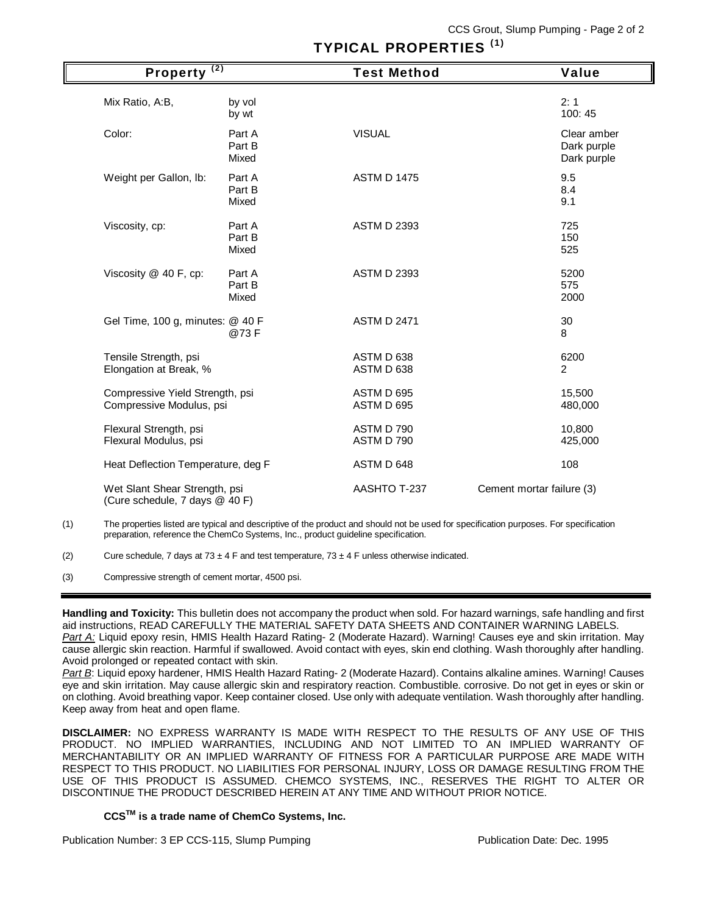## TYPICAL PROPERTIES [1]

| Property [2] | | Test Method | Value |
|---|---|---|---|
| Mix Ratio, A:B, | by vol<br>by wt | | 2: 1<br>100: 45 |
| Color: | Part A<br>Part B<br>Mixed | VISUAL | Clear amber<br>Dark purple<br>Dark purple |
| Weight per Gallon, lb: | Part A<br>Part B<br>Mixed | ASTM D 1475 | 9.5<br>8.4<br>9.1 |
| Viscosity, cp: | Part A<br>Part B<br>Mixed | ASTM D 2393 | 725<br>150<br>525 |
| Viscosity @ 40 F, cp: | Part A<br>Part B<br>Mixed | ASTM D 2393 | 5200<br>575<br>2000 |
| Gel Time, 100 g, minutes: | @ 40 F<br>@73 F | ASTM D 2471 | 30<br>8 |
| Tensile Strength, psi<br>Elongation at Break, % | | ASTM D 638<br>ASTM D 638 | 6200<br>2 |
| Compressive Yield Strength, psi<br>Compressive Modulus, psi | | ASTM D 695<br>ASTM D 695 | 15,500<br>480,000 |
| Flexural Strength, psi<br>Flexural Modulus, psi | | ASTM D 790<br>ASTM D 790 | 10,800<br>425,000 |
| Heat Deflection Temperature, deg F | | ASTM D 648 | 108 |
| Wet Slant Shear Strength, psi<br>(Cure schedule, 7 days @ 40 F) | | AASHTO T-237 | Cement mortar failure (3) |

(1) The properties listed are typical and descriptive of the product and should not be used for specification purposes. For specification preparation, reference the ChemCo Systems, Inc., product guideline specification.

(2) Cure schedule, 7 days at 73 ± 4 F and test temperature, 73 ± 4 F unless otherwise indicated.

(3) Compressive strength of cement mortar, 4500 psi.

---

**Handling and Toxicity:** This bulletin does not accompany the product when sold. For hazard warnings, safe handling and first aid instructions, READ CAREFULLY THE MATERIAL SAFETY DATA SHEETS AND CONTAINER WARNING LABELS.
_Part A:_ Liquid epoxy resin, HMIS Health Hazard Rating- 2 (Moderate Hazard). Warning! Causes eye and skin irritation. May cause allergic skin reaction. Harmful if swallowed. Avoid contact with eyes, skin end clothing. Wash thoroughly after handling. Avoid prolonged or repeated contact with skin.
_Part B_: Liquid epoxy hardener, HMIS Health Hazard Rating- 2 (Moderate Hazard). Contains alkaline amines. Warning! Causes eye and skin irritation. May cause allergic skin and respiratory reaction. Combustible. corrosive. Do not get in eyes or skin or on clothing. Avoid breathing vapor. Keep container closed. Use only with adequate ventilation. Wash thoroughly after handling. Keep away from heat and open flame.

**DISCLAIMER:** NO EXPRESS WARRANTY IS MADE WITH RESPECT TO THE RESULTS OF ANY USE OF THIS PRODUCT. NO IMPLIED WARRANTIES, INCLUDING AND NOT LIMITED TO AN IMPLIED WARRANTY OF MERCHANTABILITY OR AN IMPLIED WARRANTY OF FITNESS FOR A PARTICULAR PURPOSE ARE MADE WITH RESPECT TO THIS PRODUCT. NO LIABILITIES FOR PERSONAL INJURY, LOSS OR DAMAGE RESULTING FROM THE USE OF THIS PRODUCT IS ASSUMED. CHEMCO SYSTEMS, INC., RESERVES THE RIGHT TO ALTER OR DISCONTINUE THE PRODUCT DESCRIBED HEREIN AT ANY TIME AND WITHOUT PRIOR NOTICE.

**CCS™ is a trade name of ChemCo Systems, Inc.**

Publication Number: 3 EP CCS-115, Slump Pumping — Publication Date: Dec. 1995